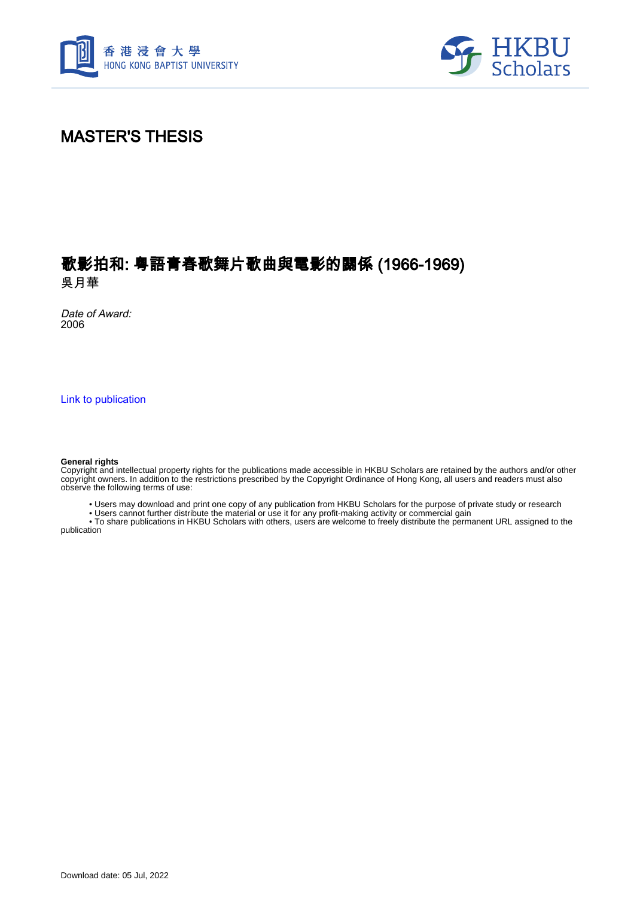# MASTER'S THESIS

## 歌影拍和: 粵語青春歌舞片歌曲與電影的關係 (1966-1969)

吳月華

*Date of Award:*
2006

[Link to publication](#)

**General rights**

Copyright and intellectual property rights for the publications made accessible in HKBU Scholars are retained by the authors and/or other copyright owners. In addition to the restrictions prescribed by the Copyright Ordinance of Hong Kong, all users and readers must also observe the following terms of use:

- Users may download and print one copy of any publication from HKBU Scholars for the purpose of private study or research
- Users cannot further distribute the material or use it for any profit-making activity or commercial gain
- To share publications in HKBU Scholars with others, users are welcome to freely distribute the permanent URL assigned to the publication

Download date: 05 Jul, 2022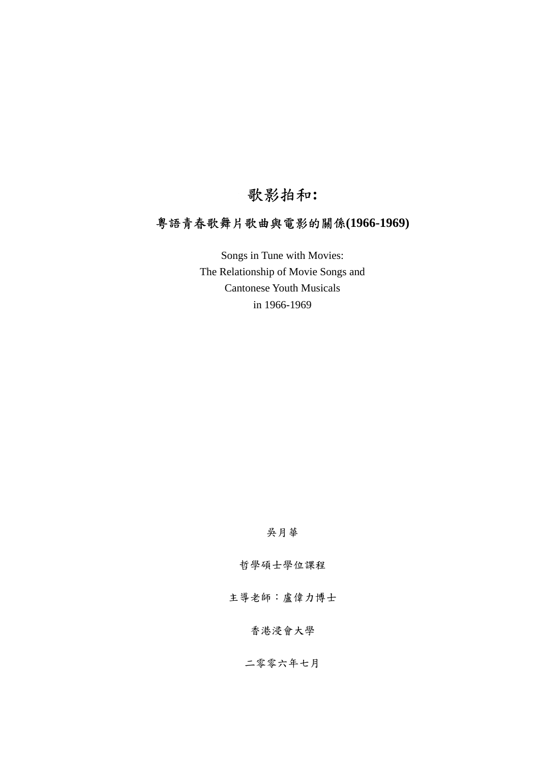# 歌影拍和:

## 粵語青春歌舞片歌曲與電影的關係(1966-1969)

Songs in Tune with Movies:
The Relationship of Movie Songs and
Cantonese Youth Musicals
in 1966-1969

吳月華

哲學碩士學位課程

主導老師：盧偉力博士

香港浸會大學

二零零六年七月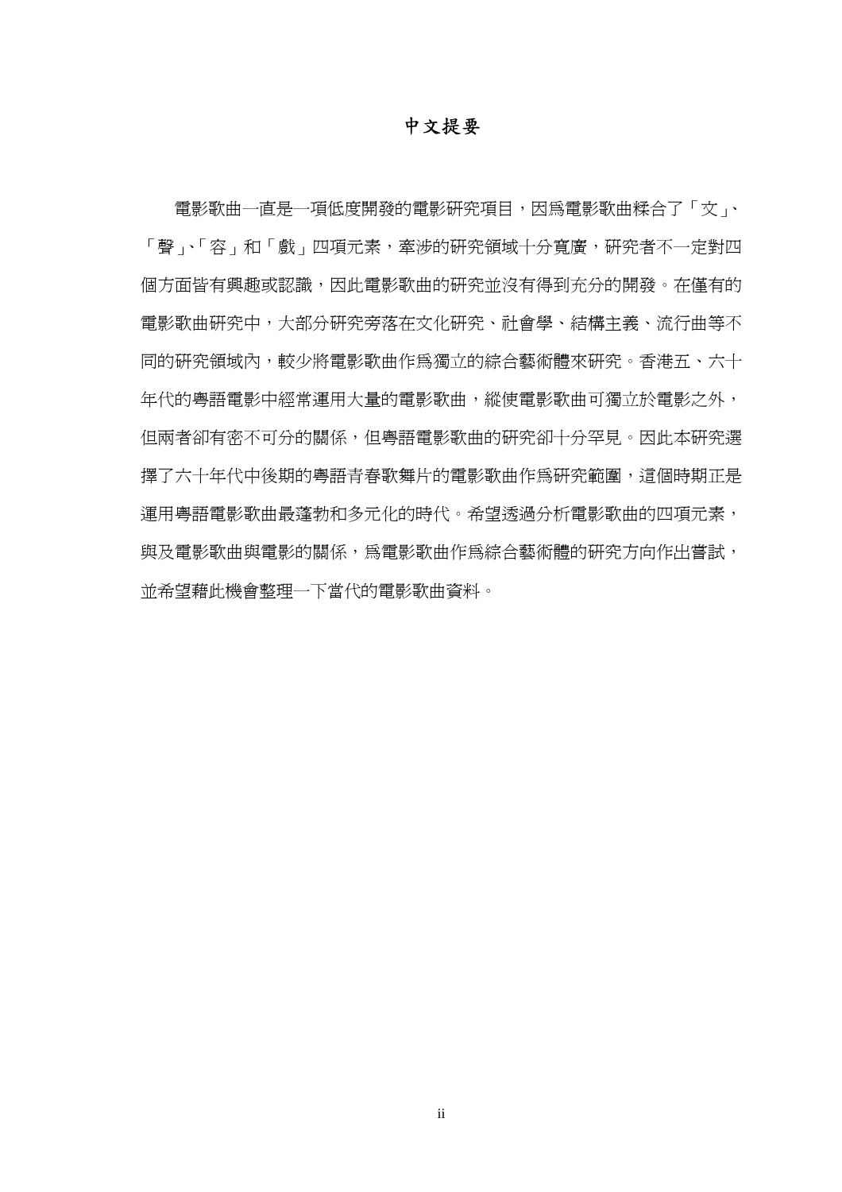# 中文提要

電影歌曲一直是一項低度開發的電影研究項目，因爲電影歌曲糅合了「文」、「聲」、「容」和「戲」四項元素，牽涉的研究領域十分寬廣，研究者不一定對四個方面皆有興趣或認識，因此電影歌曲的研究並沒有得到充分的開發。在僅有的電影歌曲研究中，大部分研究旁落在文化研究、社會學、結構主義、流行曲等不同的研究領域內，較少將電影歌曲作爲獨立的綜合藝術體來研究。香港五、六十年代的粵語電影中經常運用大量的電影歌曲，縱使電影歌曲可獨立於電影之外，但兩者卻有密不可分的關係，但粵語電影歌曲的研究卻十分罕見。因此本研究選擇了六十年代中後期的粵語青春歌舞片的電影歌曲作爲研究範圍，這個時期正是運用粵語電影歌曲最蓬勃和多元化的時代。希望透過分析電影歌曲的四項元素，與及電影歌曲與電影的關係，爲電影歌曲作爲綜合藝術體的研究方向作出嘗試，並希望藉此機會整理一下當代的電影歌曲資料。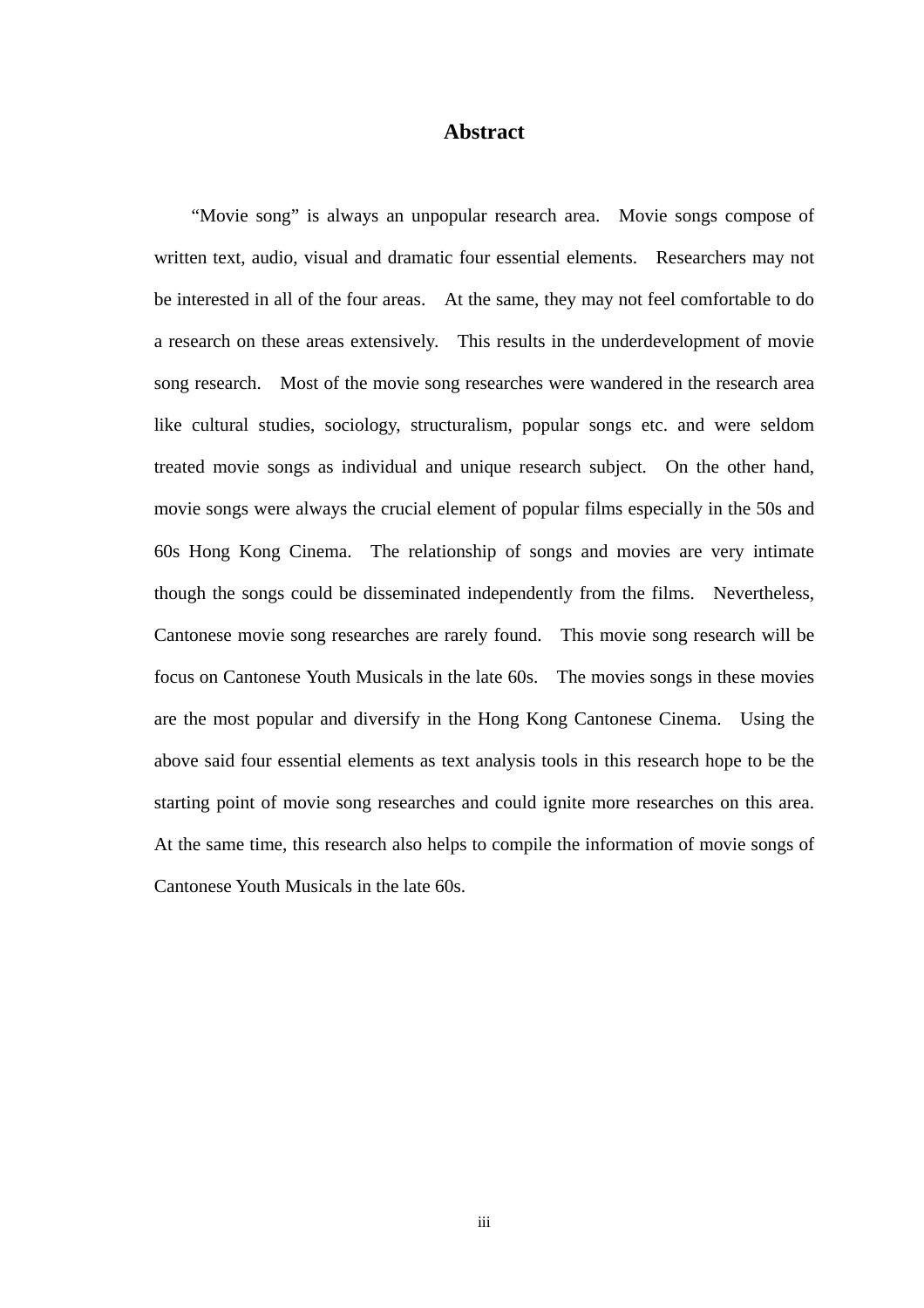# Abstract

"Movie song" is always an unpopular research area. Movie songs compose of written text, audio, visual and dramatic four essential elements. Researchers may not be interested in all of the four areas. At the same, they may not feel comfortable to do a research on these areas extensively. This results in the underdevelopment of movie song research. Most of the movie song researches were wandered in the research area like cultural studies, sociology, structuralism, popular songs etc. and were seldom treated movie songs as individual and unique research subject. On the other hand, movie songs were always the crucial element of popular films especially in the 50s and 60s Hong Kong Cinema. The relationship of songs and movies are very intimate though the songs could be disseminated independently from the films. Nevertheless, Cantonese movie song researches are rarely found. This movie song research will be focus on Cantonese Youth Musicals in the late 60s. The movies songs in these movies are the most popular and diversify in the Hong Kong Cantonese Cinema. Using the above said four essential elements as text analysis tools in this research hope to be the starting point of movie song researches and could ignite more researches on this area. At the same time, this research also helps to compile the information of movie songs of Cantonese Youth Musicals in the late 60s.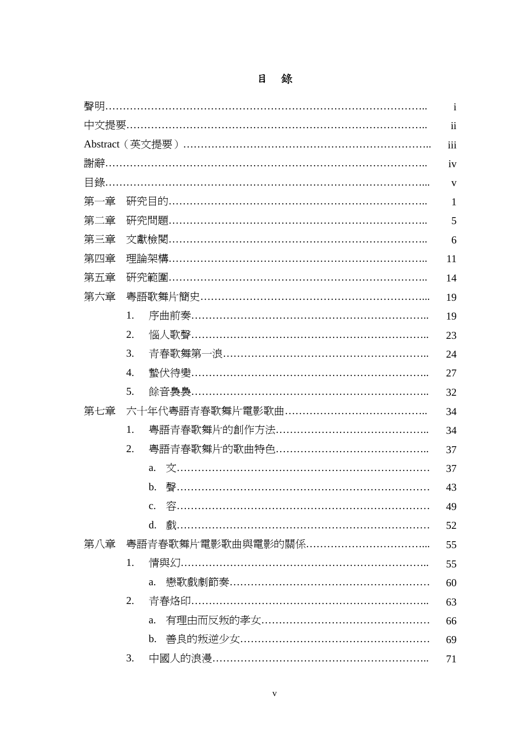# 目　錄

聲明……………………………………………………………………………….. i

中文提要………………………………………………………………………….. ii

Abstract（英文提要）…………………………………………………………….. iii

謝辭……………………………………………………………………………….. iv

目錄……………………………………………………………………………….. v

第一章　研究目的……………………………………………………………….. 1

第二章　研究問題……………………………………………………………….. 5

第三章　文獻檢閱……………………………………………………………….. 6

第四章　理論架構……………………………………………………………….. 11

第五章　研究範圍……………………………………………………………….. 14

第六章　粵語歌舞片簡史………………………………………………………... 19

　　1. 序曲前奏……………………………………………………………….. 19

　　2. 惱人歌聲……………………………………………………………….. 23

　　3. 青春歌舞第一浪……………………………………………………….. 24

　　4. 蟄伏待變……………………………………………………………….. 27

　　5. 餘音裊裊……………………………………………………………….. 32

第七章　六十年代粵語青春歌舞片電影歌曲………………………………….. 34

　　1. 粵語青春歌舞片的創作方法………………………………………….. 34

　　2. 粵語青春歌舞片的歌曲特色………………………………………….. 37

　　　　a. 文……………………………………………………………………… 37

　　　　b. 聲……………………………………………………………………… 43

　　　　c. 容……………………………………………………………………… 49

　　　　d. 戲……………………………………………………………………… 52

第八章　粵語青春歌舞片電影歌曲與電影的關係……………………………... 55

　　1. 情與幻………………………………………………………………….. 55

　　　　a. 戀歌戲劇節奏………………………………………………………… 60

　　2. 青春烙印……………………………………………………………….. 63

　　　　a. 有理由而反叛的孝女……………………………………………… 66

　　　　b. 善良的叛逆少女…………………………………………………… 69

　　3. 中國人的浪漫………………………………………………………….. 71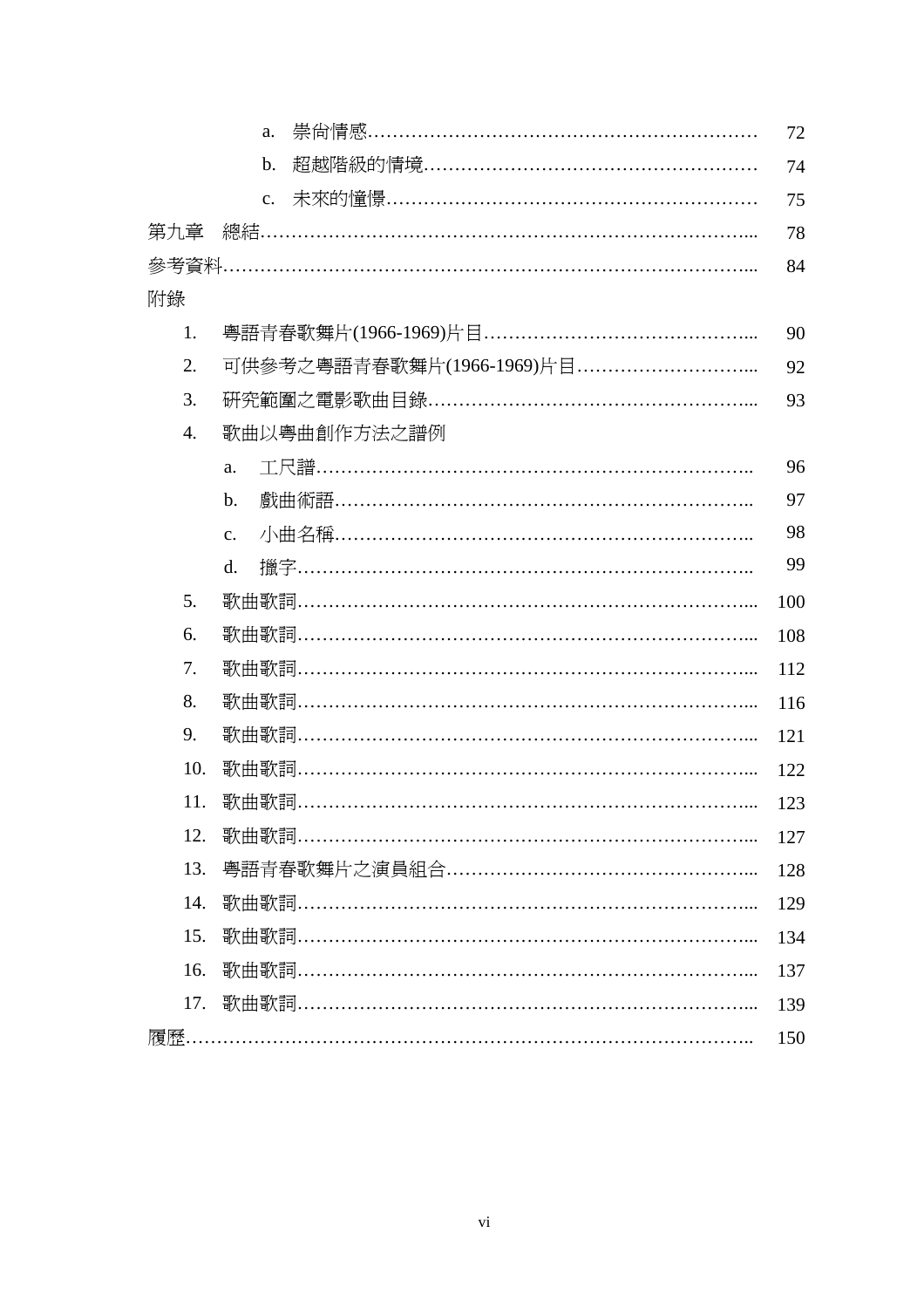a. 崇尚情感……………………………………………………… 72

b. 超越階級的情境……………………………………………… 74

c. 未來的憧憬…………………………………………………… 75

第九章　總結……………………………………………………………………... 78

參考資料…………………………………………………………………………... 84

附錄

1. 粵語青春歌舞片(1966-1969)片目……………………………………... 90
2. 可供參考之粵語青春歌舞片(1966-1969)片目………………………... 92
3. 研究範圍之電影歌曲目錄……………………………………………... 93
4. 歌曲以粵曲創作方法之譜例
   a. 工尺譜……………………………………………………………….. 96
   b. 戲曲術語…………………………………………………………….. 97
   c. 小曲名稱…………………………………………………………….. 98
   d. 攤字………………………………………………………………….. 99
5. 歌曲歌詞………………………………………………………………... 100
6. 歌曲歌詞………………………………………………………………... 108
7. 歌曲歌詞………………………………………………………………... 112
8. 歌曲歌詞………………………………………………………………... 116
9. 歌曲歌詞………………………………………………………………... 121
10. 歌曲歌詞………………………………………………………………... 122
11. 歌曲歌詞………………………………………………………………... 123
12. 歌曲歌詞………………………………………………………………... 127
13. 粵語青春歌舞片之演員組合…………………………………………... 128
14. 歌曲歌詞………………………………………………………………... 129
15. 歌曲歌詞………………………………………………………………... 134
16. 歌曲歌詞………………………………………………………………... 137
17. 歌曲歌詞………………………………………………………………... 139

履歷………………………………………………………………………………... 150